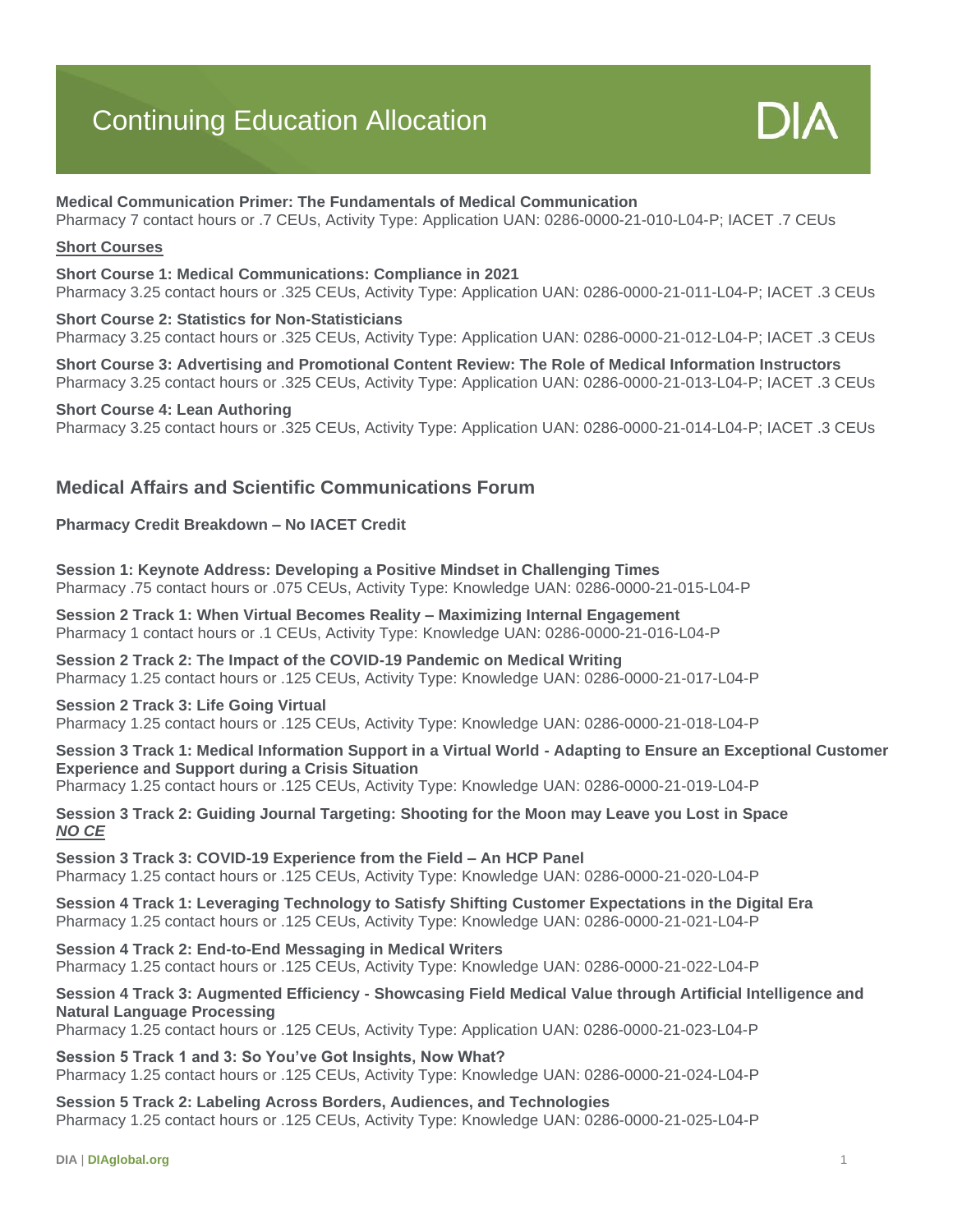# Continuing Education Allocation

**Medical Communication Primer: The Fundamentals of Medical Communication**
Pharmacy 7 contact hours or .7 CEUs, Activity Type: Application UAN: 0286-0000-21-010-L04-P; IACET .7 CEUs

**Short Courses**

**Short Course 1: Medical Communications: Compliance in 2021**
Pharmacy 3.25 contact hours or .325 CEUs, Activity Type: Application UAN: 0286-0000-21-011-L04-P; IACET .3 CEUs

**Short Course 2: Statistics for Non-Statisticians**
Pharmacy 3.25 contact hours or .325 CEUs, Activity Type: Application UAN: 0286-0000-21-012-L04-P; IACET .3 CEUs

**Short Course 3: Advertising and Promotional Content Review: The Role of Medical Information Instructors**
Pharmacy 3.25 contact hours or .325 CEUs, Activity Type: Application UAN: 0286-0000-21-013-L04-P; IACET .3 CEUs

**Short Course 4: Lean Authoring**
Pharmacy 3.25 contact hours or .325 CEUs, Activity Type: Application UAN: 0286-0000-21-014-L04-P; IACET .3 CEUs

## Medical Affairs and Scientific Communications Forum

**Pharmacy Credit Breakdown – No IACET Credit**

**Session 1: Keynote Address: Developing a Positive Mindset in Challenging Times**
Pharmacy .75 contact hours or .075 CEUs, Activity Type: Knowledge UAN: 0286-0000-21-015-L04-P

**Session 2 Track 1: When Virtual Becomes Reality – Maximizing Internal Engagement**
Pharmacy 1 contact hours or .1 CEUs, Activity Type: Knowledge UAN: 0286-0000-21-016-L04-P

**Session 2 Track 2: The Impact of the COVID-19 Pandemic on Medical Writing**
Pharmacy 1.25 contact hours or .125 CEUs, Activity Type: Knowledge UAN: 0286-0000-21-017-L04-P

**Session 2 Track 3: Life Going Virtual**
Pharmacy 1.25 contact hours or .125 CEUs, Activity Type: Knowledge UAN: 0286-0000-21-018-L04-P

**Session 3 Track 1: Medical Information Support in a Virtual World - Adapting to Ensure an Exceptional Customer Experience and Support during a Crisis Situation**
Pharmacy 1.25 contact hours or .125 CEUs, Activity Type: Knowledge UAN: 0286-0000-21-019-L04-P

**Session 3 Track 2: Guiding Journal Targeting: Shooting for the Moon may Leave you Lost in Space**
***NO CE***

**Session 3 Track 3: COVID-19 Experience from the Field – An HCP Panel**
Pharmacy 1.25 contact hours or .125 CEUs, Activity Type: Knowledge UAN: 0286-0000-21-020-L04-P

**Session 4 Track 1: Leveraging Technology to Satisfy Shifting Customer Expectations in the Digital Era**
Pharmacy 1.25 contact hours or .125 CEUs, Activity Type: Knowledge UAN: 0286-0000-21-021-L04-P

**Session 4 Track 2: End-to-End Messaging in Medical Writers**
Pharmacy 1.25 contact hours or .125 CEUs, Activity Type: Knowledge UAN: 0286-0000-21-022-L04-P

**Session 4 Track 3: Augmented Efficiency - Showcasing Field Medical Value through Artificial Intelligence and Natural Language Processing**
Pharmacy 1.25 contact hours or .125 CEUs, Activity Type: Application UAN: 0286-0000-21-023-L04-P

**Session 5 Track 1 and 3: So You've Got Insights, Now What?**
Pharmacy 1.25 contact hours or .125 CEUs, Activity Type: Knowledge UAN: 0286-0000-21-024-L04-P

**Session 5 Track 2: Labeling Across Borders, Audiences, and Technologies**
Pharmacy 1.25 contact hours or .125 CEUs, Activity Type: Knowledge UAN: 0286-0000-21-025-L04-P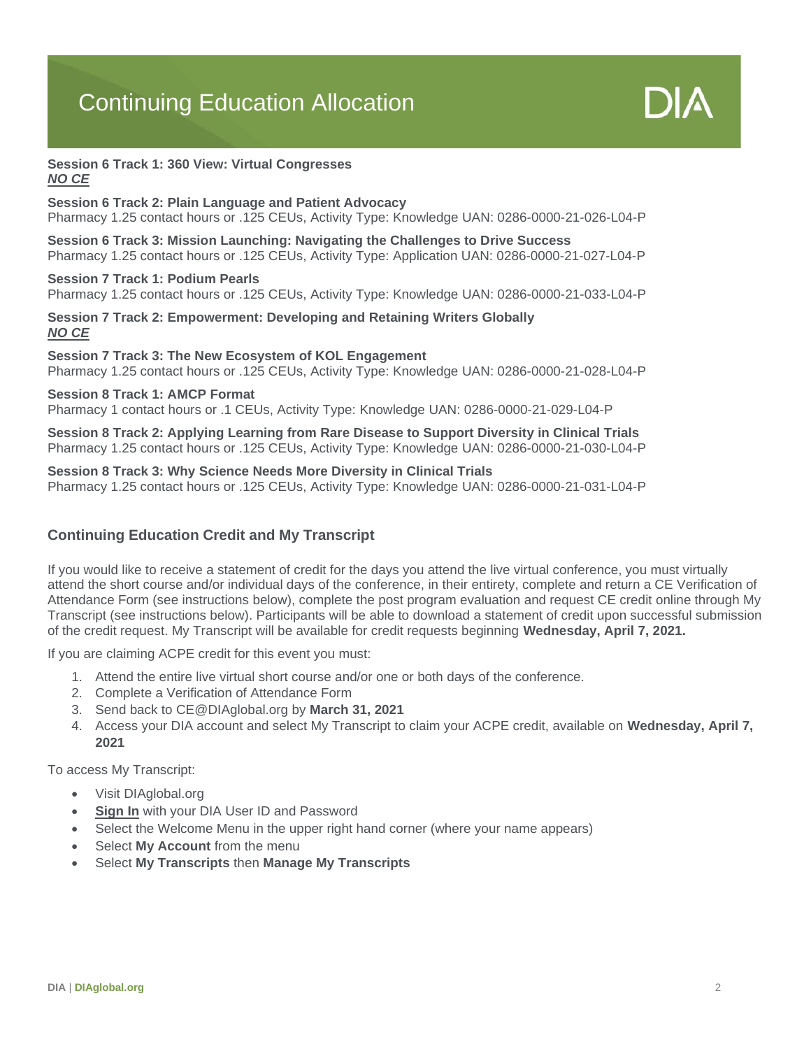# Continuing Education Allocation

**Session 6 Track 1: 360 View: Virtual Congresses**
***NO CE***

**Session 6 Track 2: Plain Language and Patient Advocacy**
Pharmacy 1.25 contact hours or .125 CEUs, Activity Type: Knowledge UAN: 0286-0000-21-026-L04-P

**Session 6 Track 3: Mission Launching: Navigating the Challenges to Drive Success**
Pharmacy 1.25 contact hours or .125 CEUs, Activity Type: Application UAN: 0286-0000-21-027-L04-P

**Session 7 Track 1: Podium Pearls**
Pharmacy 1.25 contact hours or .125 CEUs, Activity Type: Knowledge UAN: 0286-0000-21-033-L04-P

**Session 7 Track 2: Empowerment: Developing and Retaining Writers Globally**
***NO CE***

**Session 7 Track 3: The New Ecosystem of KOL Engagement**
Pharmacy 1.25 contact hours or .125 CEUs, Activity Type: Knowledge UAN: 0286-0000-21-028-L04-P

**Session 8 Track 1: AMCP Format**
Pharmacy 1 contact hours or .1 CEUs, Activity Type: Knowledge UAN: 0286-0000-21-029-L04-P

**Session 8 Track 2: Applying Learning from Rare Disease to Support Diversity in Clinical Trials**
Pharmacy 1.25 contact hours or .125 CEUs, Activity Type: Knowledge UAN: 0286-0000-21-030-L04-P

**Session 8 Track 3: Why Science Needs More Diversity in Clinical Trials**
Pharmacy 1.25 contact hours or .125 CEUs, Activity Type: Knowledge UAN: 0286-0000-21-031-L04-P

## Continuing Education Credit and My Transcript

If you would like to receive a statement of credit for the days you attend the live virtual conference, you must virtually attend the short course and/or individual days of the conference, in their entirety, complete and return a CE Verification of Attendance Form (see instructions below), complete the post program evaluation and request CE credit online through My Transcript (see instructions below). Participants will be able to download a statement of credit upon successful submission of the credit request. My Transcript will be available for credit requests beginning **Wednesday, April 7, 2021.**

If you are claiming ACPE credit for this event you must:

1. Attend the entire live virtual short course and/or one or both days of the conference.
2. Complete a Verification of Attendance Form
3. Send back to CE@DIAglobal.org by **March 31, 2021**
4. Access your DIA account and select My Transcript to claim your ACPE credit, available on **Wednesday, April 7, 2021**

To access My Transcript:

- Visit DIAglobal.org
- **Sign In** with your DIA User ID and Password
- Select the Welcome Menu in the upper right hand corner (where your name appears)
- Select **My Account** from the menu
- Select **My Transcripts** then **Manage My Transcripts**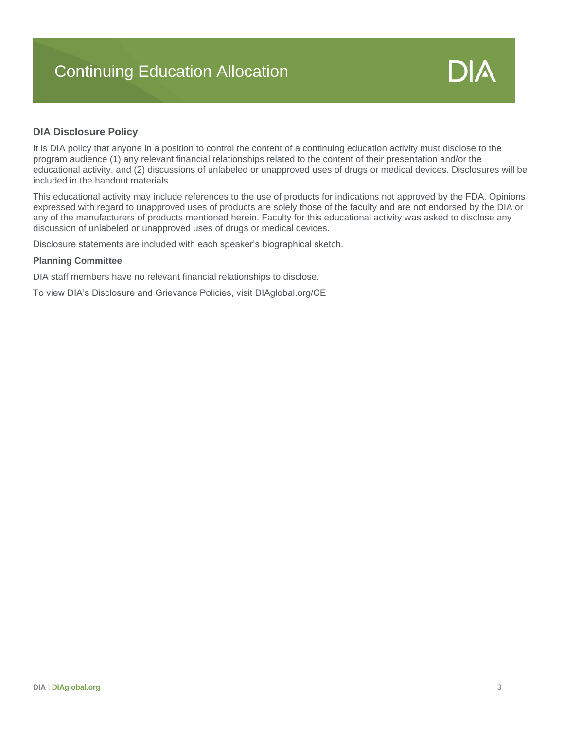# Continuing Education Allocation

DIA

## DIA Disclosure Policy

It is DIA policy that anyone in a position to control the content of a continuing education activity must disclose to the program audience (1) any relevant financial relationships related to the content of their presentation and/or the educational activity, and (2) discussions of unlabeled or unapproved uses of drugs or medical devices. Disclosures will be included in the handout materials.

This educational activity may include references to the use of products for indications not approved by the FDA. Opinions expressed with regard to unapproved uses of products are solely those of the faculty and are not endorsed by the DIA or any of the manufacturers of products mentioned herein. Faculty for this educational activity was asked to disclose any discussion of unlabeled or unapproved uses of drugs or medical devices.

Disclosure statements are included with each speaker's biographical sketch.

**Planning Committee**

DIA staff members have no relevant financial relationships to disclose.

To view DIA's Disclosure and Grievance Policies, visit DIAglobal.org/CE